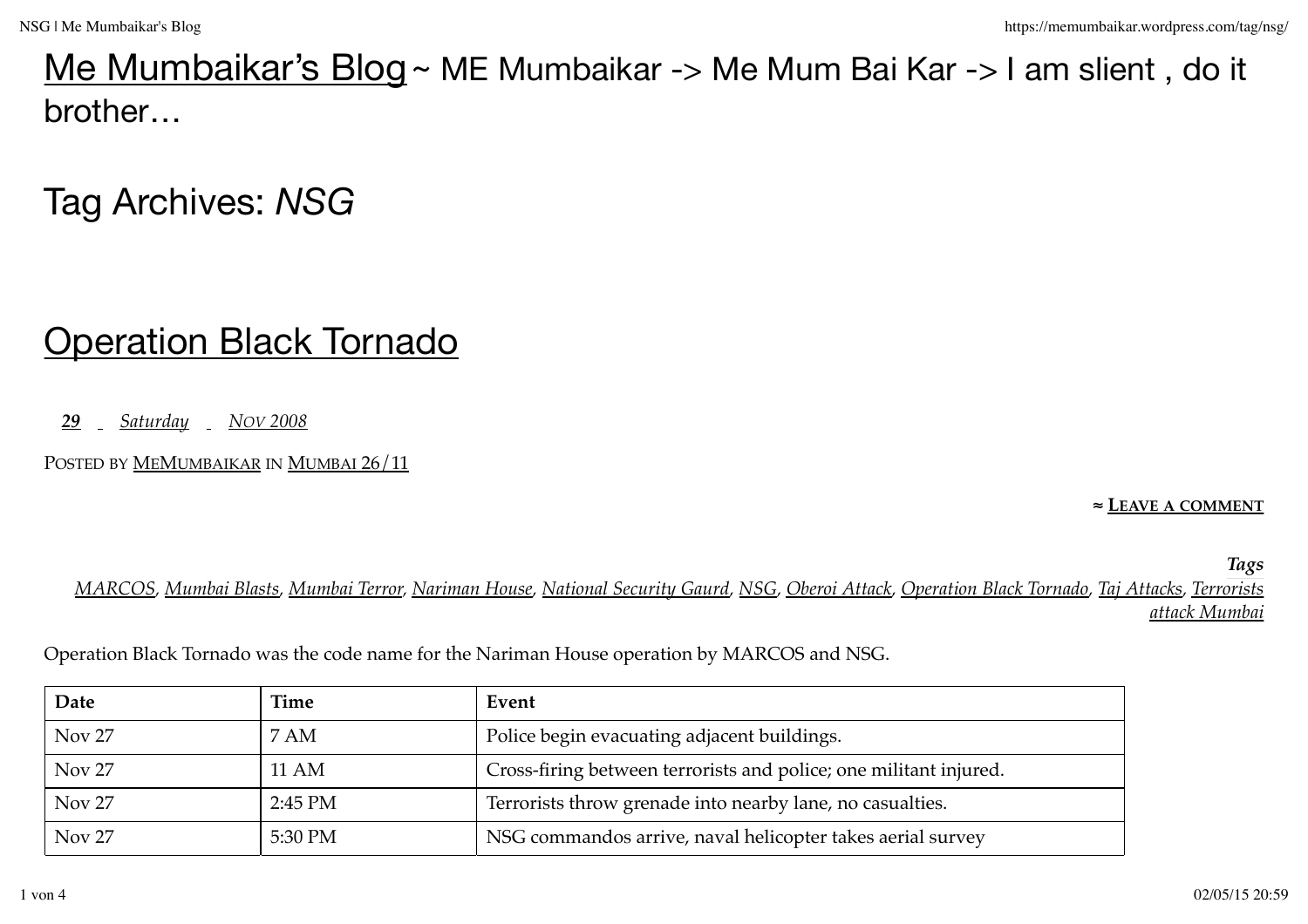# Me Mumbaikar's Blog ~ ME Mumbaikar -> Me Mum Bai Kar -> I am slient , do it brother…

## Tag Archives: *NSG*

## Operation Black Tornado

*29 Saturday Nov 2008*

Posted by MeMumbaikar in Mumbai 26/11

≈ Leave a comment

***Tags***

*MARCOS, Mumbai Blasts, Mumbai Terror, Nariman House, National Security Gaurd, NSG, Oberoi Attack, Operation Black Tornado, Taj Attacks, Terrorists attack Mumbai*

Operation Black Tornado was the code name for the Nariman House operation by MARCOS and NSG.

| Date | Time | Event |
|---|---|---|
| Nov 27 | 7 AM | Police begin evacuating adjacent buildings. |
| Nov 27 | 11 AM | Cross-firing between terrorists and police; one militant injured. |
| Nov 27 | 2:45 PM | Terrorists throw grenade into nearby lane, no casualties. |
| Nov 27 | 5:30 PM | NSG commandos arrive, naval helicopter takes aerial survey |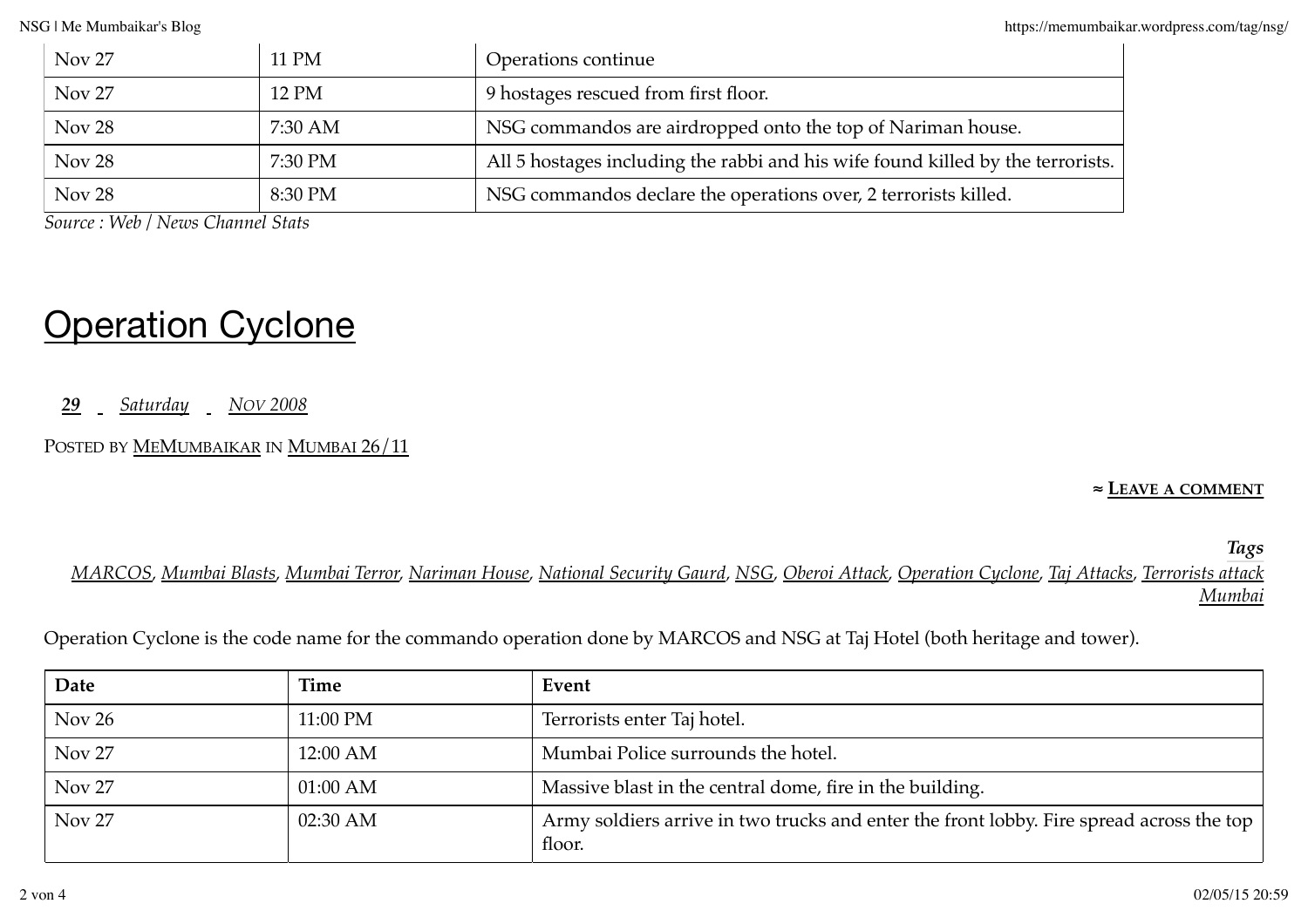| Nov 27 | 11 PM | Operations continue |
|---|---|---|
| Nov 27 | 12 PM | 9 hostages rescued from first floor. |
| Nov 28 | 7:30 AM | NSG commandos are airdropped onto the top of Nariman house. |
| Nov 28 | 7:30 PM | All 5 hostages including the rabbi and his wife found killed by the terrorists. |
| Nov 28 | 8:30 PM | NSG commandos declare the operations over, 2 terrorists killed. |

*Source : Web / News Channel Stats*

# Operation Cyclone

*29 Saturday Nov 2008*

Posted by MeMumbaikar in Mumbai 26/11

≈ **Leave a comment**

***Tags***

*MARCOS, Mumbai Blasts, Mumbai Terror, Nariman House, National Security Gaurd, NSG, Oberoi Attack, Operation Cyclone, Taj Attacks, Terrorists attack Mumbai*

Operation Cyclone is the code name for the commando operation done by MARCOS and NSG at Taj Hotel (both heritage and tower).

| Date | Time | Event |
|---|---|---|
| Nov 26 | 11:00 PM | Terrorists enter Taj hotel. |
| Nov 27 | 12:00 AM | Mumbai Police surrounds the hotel. |
| Nov 27 | 01:00 AM | Massive blast in the central dome, fire in the building. |
| Nov 27 | 02:30 AM | Army soldiers arrive in two trucks and enter the front lobby. Fire spread across the top floor. |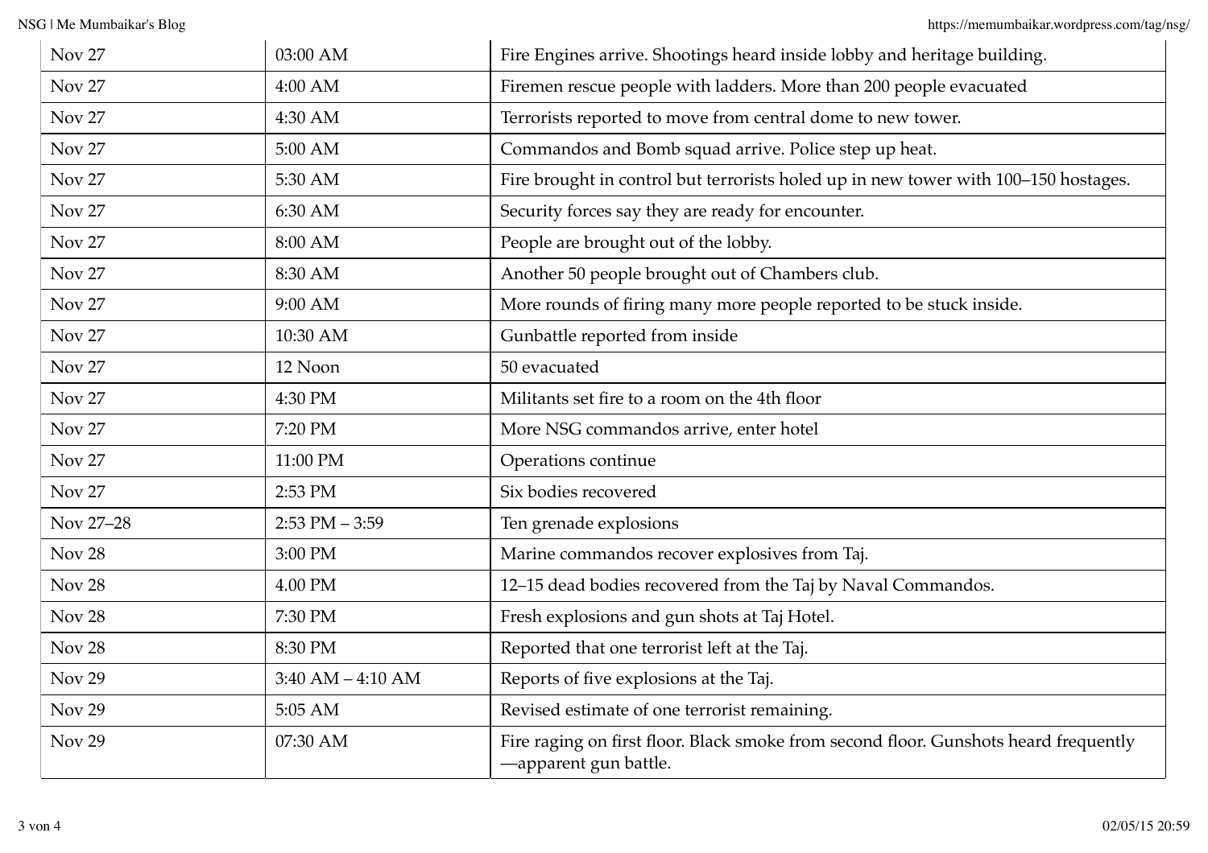| | | |
|---|---|---|
| Nov 27 | 03:00 AM | Fire Engines arrive. Shootings heard inside lobby and heritage building. |
| Nov 27 | 4:00 AM | Firemen rescue people with ladders. More than 200 people evacuated |
| Nov 27 | 4:30 AM | Terrorists reported to move from central dome to new tower. |
| Nov 27 | 5:00 AM | Commandos and Bomb squad arrive. Police step up heat. |
| Nov 27 | 5:30 AM | Fire brought in control but terrorists holed up in new tower with 100–150 hostages. |
| Nov 27 | 6:30 AM | Security forces say they are ready for encounter. |
| Nov 27 | 8:00 AM | People are brought out of the lobby. |
| Nov 27 | 8:30 AM | Another 50 people brought out of Chambers club. |
| Nov 27 | 9:00 AM | More rounds of firing many more people reported to be stuck inside. |
| Nov 27 | 10:30 AM | Gunbattle reported from inside |
| Nov 27 | 12 Noon | 50 evacuated |
| Nov 27 | 4:30 PM | Militants set fire to a room on the 4th floor |
| Nov 27 | 7:20 PM | More NSG commandos arrive, enter hotel |
| Nov 27 | 11:00 PM | Operations continue |
| Nov 27 | 2:53 PM | Six bodies recovered |
| Nov 27–28 | 2:53 PM – 3:59 | Ten grenade explosions |
| Nov 28 | 3:00 PM | Marine commandos recover explosives from Taj. |
| Nov 28 | 4.00 PM | 12–15 dead bodies recovered from the Taj by Naval Commandos. |
| Nov 28 | 7:30 PM | Fresh explosions and gun shots at Taj Hotel. |
| Nov 28 | 8:30 PM | Reported that one terrorist left at the Taj. |
| Nov 29 | 3:40 AM – 4:10 AM | Reports of five explosions at the Taj. |
| Nov 29 | 5:05 AM | Revised estimate of one terrorist remaining. |
| Nov 29 | 07:30 AM | Fire raging on first floor. Black smoke from second floor. Gunshots heard frequently —apparent gun battle. |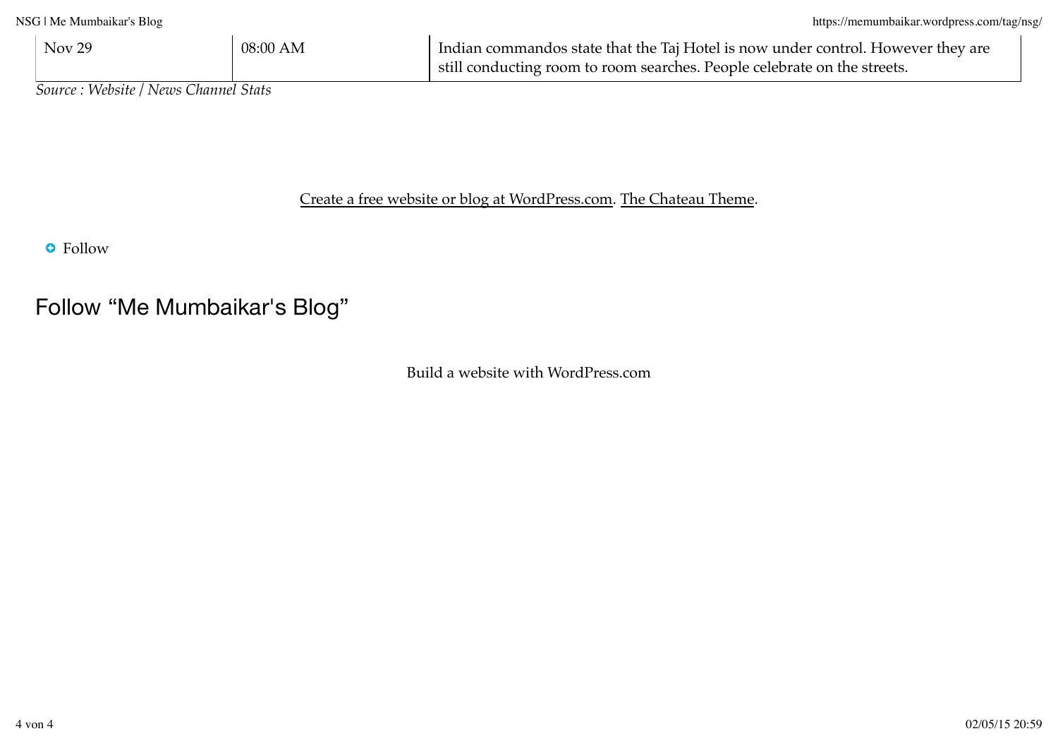| | | |
|---|---|---|
| Nov 29 | 08:00 AM | Indian commandos state that the Taj Hotel is now under control. However they are still conducting room to room searches. People celebrate on the streets. |

*Source : Website / News Channel Stats*

Create a free website or blog at WordPress.com. The Chateau Theme.

- Follow

## Follow “Me Mumbaikar's Blog”

Build a website with WordPress.com